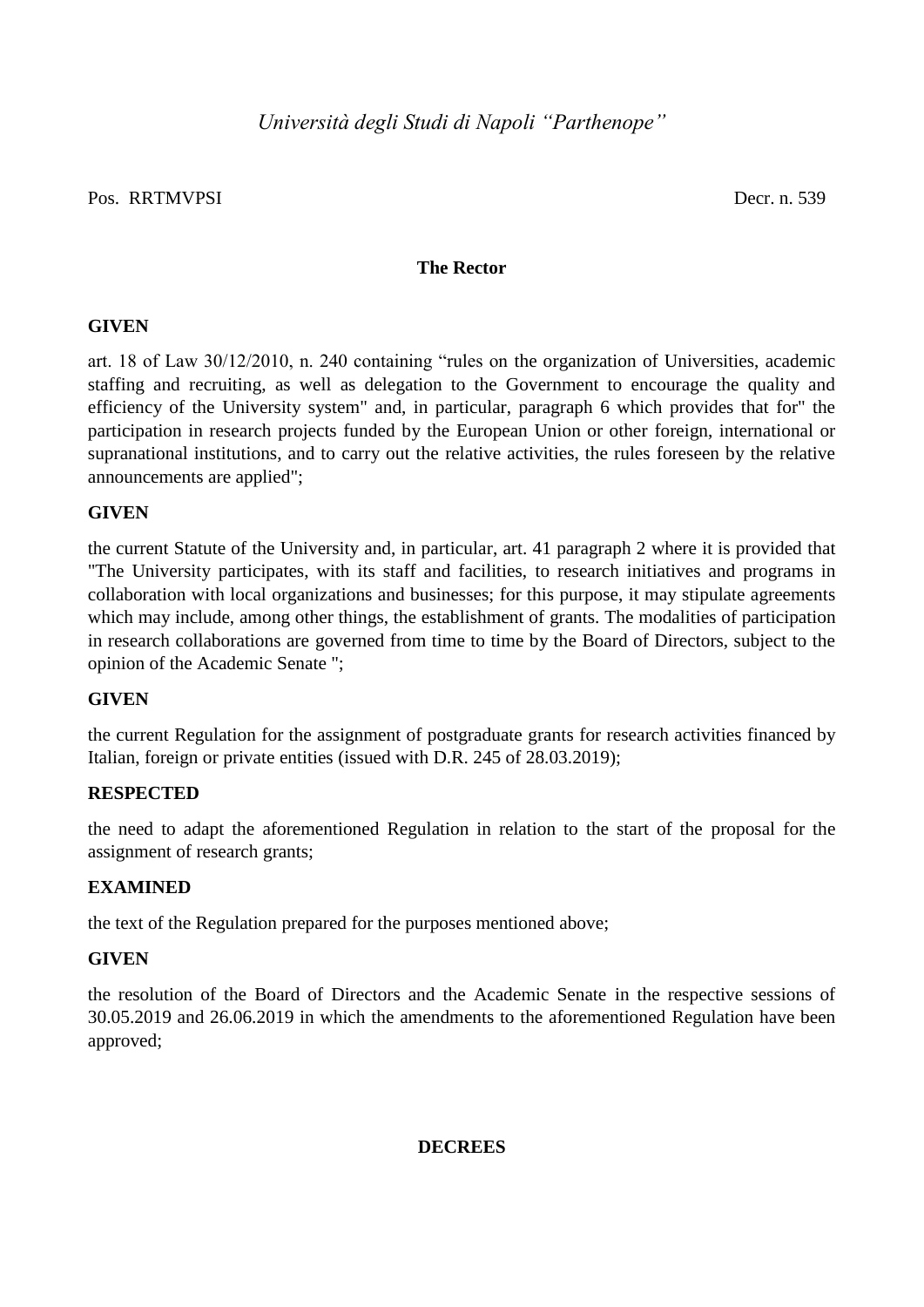*Università degli Studi di Napoli "Parthenope"*

Pos. RRTMVPSI Decr. n. 539

**The Rector**

**GIVEN**

art. 18 of Law 30/12/2010, n. 240 containing "rules on the organization of Universities, academic staffing and recruiting, as well as delegation to the Government to encourage the quality and efficiency of the University system" and, in particular, paragraph 6 which provides that for" the participation in research projects funded by the European Union or other foreign, international or supranational institutions, and to carry out the relative activities, the rules foreseen by the relative announcements are applied";

**GIVEN**

the current Statute of the University and, in particular, art. 41 paragraph 2 where it is provided that "The University participates, with its staff and facilities, to research initiatives and programs in collaboration with local organizations and businesses; for this purpose, it may stipulate agreements which may include, among other things, the establishment of grants. The modalities of participation in research collaborations are governed from time to time by the Board of Directors, subject to the opinion of the Academic Senate ";

**GIVEN**

the current Regulation for the assignment of postgraduate grants for research activities financed by Italian, foreign or private entities (issued with D.R. 245 of 28.03.2019);

**RESPECTED**

the need to adapt the aforementioned Regulation in relation to the start of the proposal for the assignment of research grants;

**EXAMINED**

the text of the Regulation prepared for the purposes mentioned above;

**GIVEN**

the resolution of the Board of Directors and the Academic Senate in the respective sessions of 30.05.2019 and 26.06.2019 in which the amendments to the aforementioned Regulation have been approved;

**DECREES**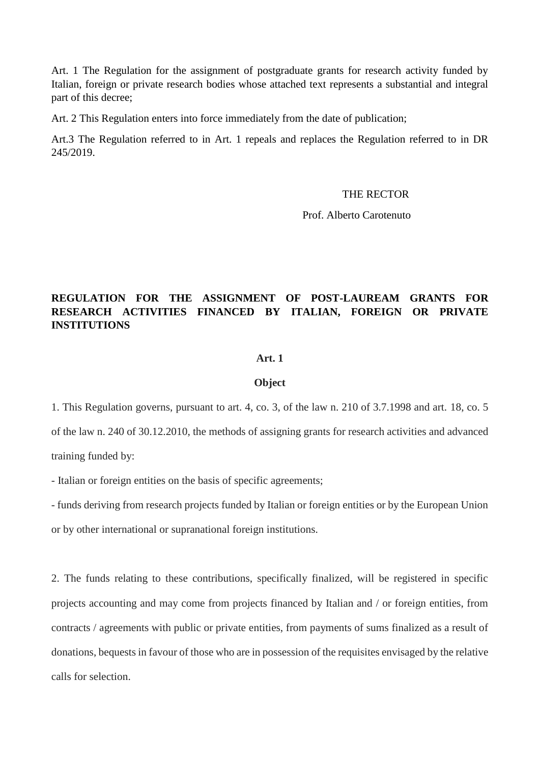Art. 1 The Regulation for the assignment of postgraduate grants for research activity funded by Italian, foreign or private research bodies whose attached text represents a substantial and integral part of this decree;

Art. 2 This Regulation enters into force immediately from the date of publication;

Art.3 The Regulation referred to in Art. 1 repeals and replaces the Regulation referred to in DR 245/2019.

THE RECTOR

Prof. Alberto Carotenuto

# REGULATION FOR THE ASSIGNMENT OF POST-LAUREAM GRANTS FOR RESEARCH ACTIVITIES FINANCED BY ITALIAN, FOREIGN OR PRIVATE INSTITUTIONS

## Art. 1

## Object

1. This Regulation governs, pursuant to art. 4, co. 3, of the law n. 210 of 3.7.1998 and art. 18, co. 5 of the law n. 240 of 30.12.2010, the methods of assigning grants for research activities and advanced training funded by:

- Italian or foreign entities on the basis of specific agreements;
- funds deriving from research projects funded by Italian or foreign entities or by the European Union or by other international or supranational foreign institutions.

2. The funds relating to these contributions, specifically finalized, will be registered in specific projects accounting and may come from projects financed by Italian and / or foreign entities, from contracts / agreements with public or private entities, from payments of sums finalized as a result of donations, bequests in favour of those who are in possession of the requisites envisaged by the relative calls for selection.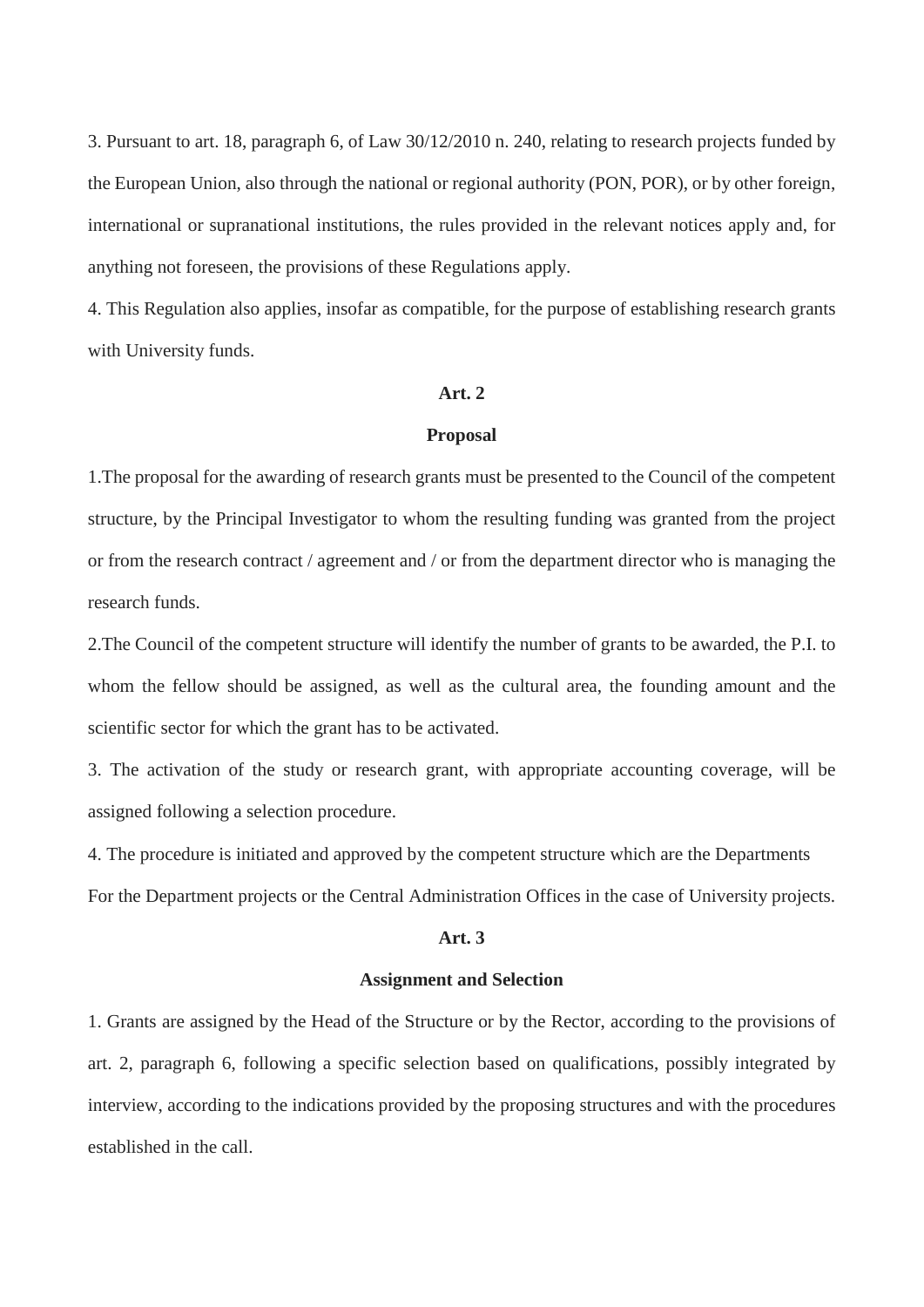3. Pursuant to art. 18, paragraph 6, of Law 30/12/2010 n. 240, relating to research projects funded by the European Union, also through the national or regional authority (PON, POR), or by other foreign, international or supranational institutions, the rules provided in the relevant notices apply and, for anything not foreseen, the provisions of these Regulations apply.

4. This Regulation also applies, insofar as compatible, for the purpose of establishing research grants with University funds.

**Art. 2**

**Proposal**

1.The proposal for the awarding of research grants must be presented to the Council of the competent structure, by the Principal Investigator to whom the resulting funding was granted from the project or from the research contract / agreement and / or from the department director who is managing the research funds.

2.The Council of the competent structure will identify the number of grants to be awarded, the P.I. to whom the fellow should be assigned, as well as the cultural area, the founding amount and the scientific sector for which the grant has to be activated.

3. The activation of the study or research grant, with appropriate accounting coverage, will be assigned following a selection procedure.

4. The procedure is initiated and approved by the competent structure which are the Departments For the Department projects or the Central Administration Offices in the case of University projects.

**Art. 3**

**Assignment and Selection**

1. Grants are assigned by the Head of the Structure or by the Rector, according to the provisions of art. 2, paragraph 6, following a specific selection based on qualifications, possibly integrated by interview, according to the indications provided by the proposing structures and with the procedures established in the call.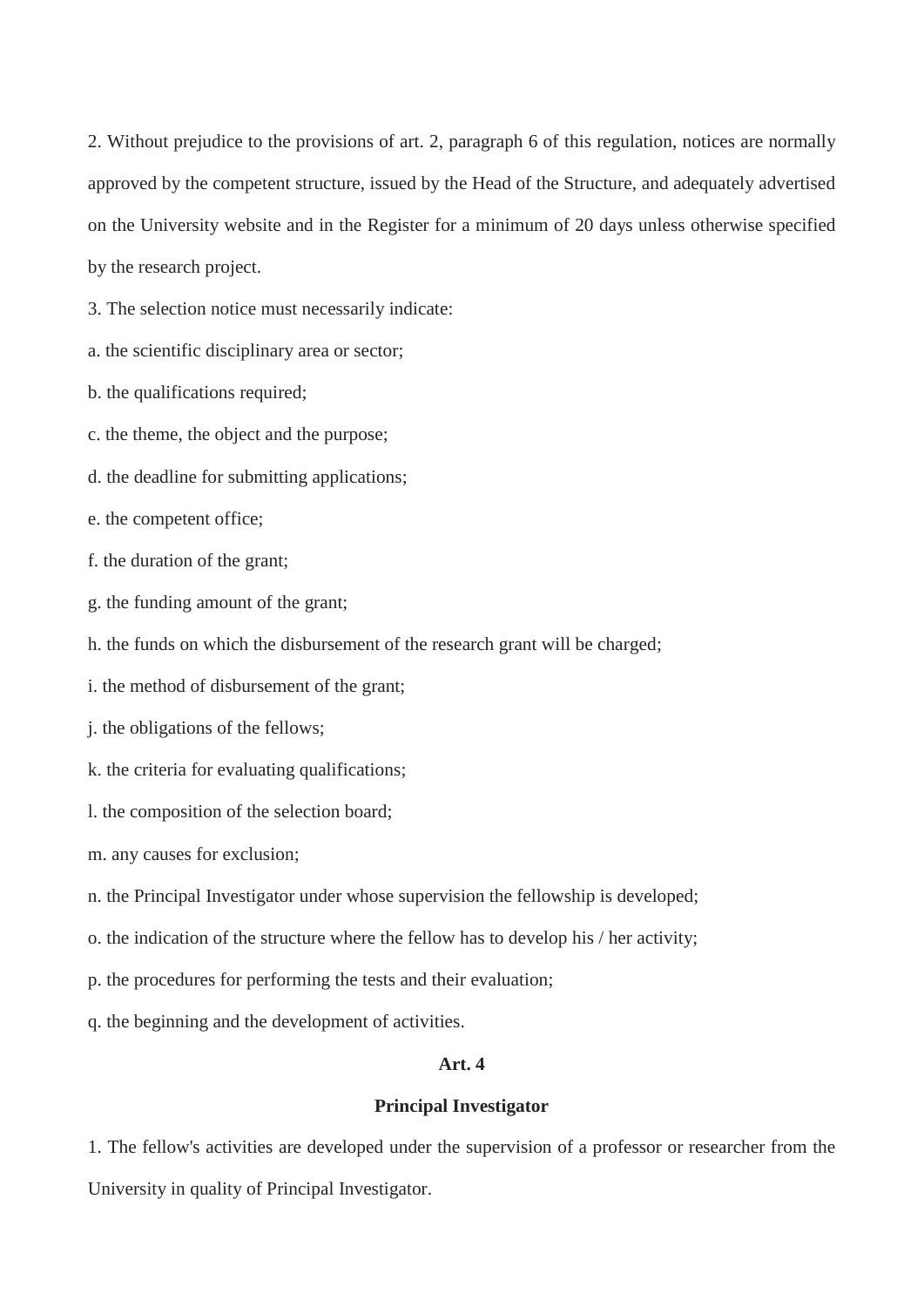2. Without prejudice to the provisions of art. 2, paragraph 6 of this regulation, notices are normally approved by the competent structure, issued by the Head of the Structure, and adequately advertised on the University website and in the Register for a minimum of 20 days unless otherwise specified by the research project.

3. The selection notice must necessarily indicate:

a. the scientific disciplinary area or sector;

b. the qualifications required;

c. the theme, the object and the purpose;

d. the deadline for submitting applications;

e. the competent office;

f. the duration of the grant;

g. the funding amount of the grant;

h. the funds on which the disbursement of the research grant will be charged;

i. the method of disbursement of the grant;

j. the obligations of the fellows;

k. the criteria for evaluating qualifications;

l. the composition of the selection board;

m. any causes for exclusion;

n. the Principal Investigator under whose supervision the fellowship is developed;

o. the indication of the structure where the fellow has to develop his / her activity;

p. the procedures for performing the tests and their evaluation;

q. the beginning and the development of activities.

**Art. 4**

**Principal Investigator**

1. The fellow's activities are developed under the supervision of a professor or researcher from the University in quality of Principal Investigator.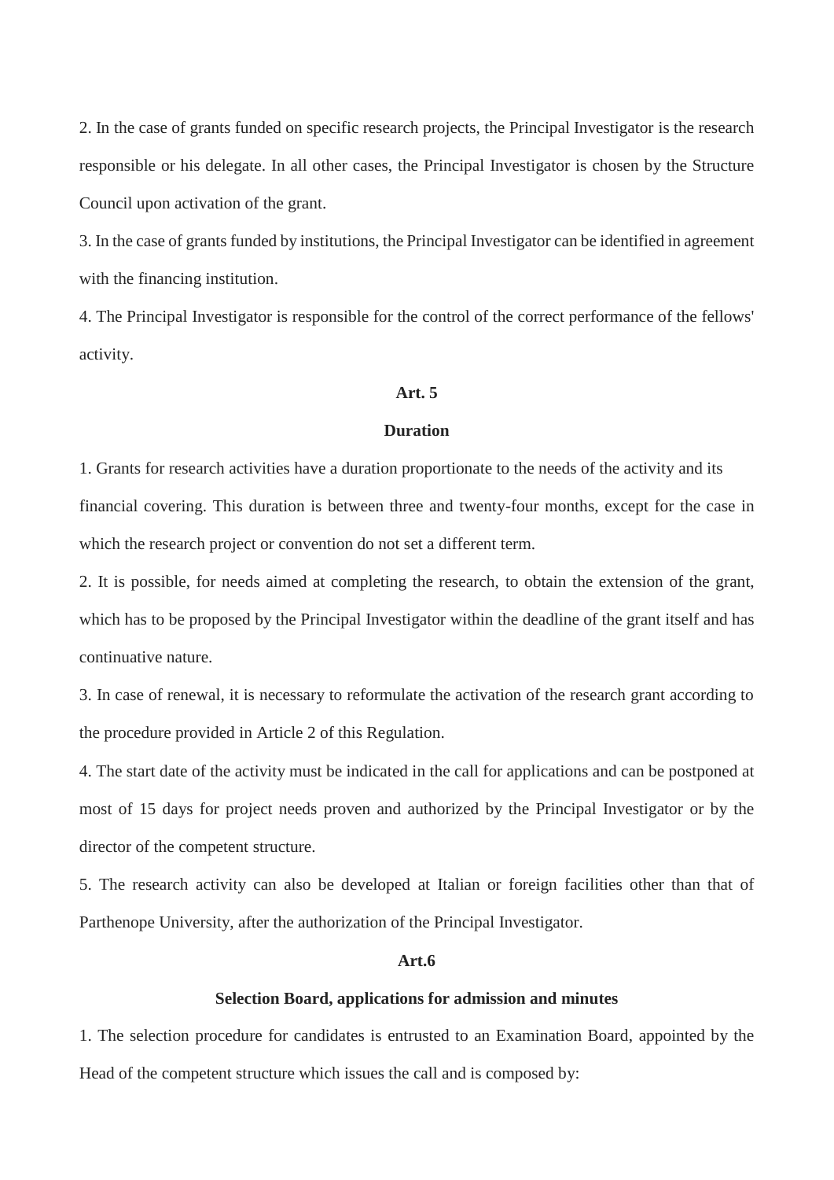2. In the case of grants funded on specific research projects, the Principal Investigator is the research responsible or his delegate. In all other cases, the Principal Investigator is chosen by the Structure Council upon activation of the grant.

3. In the case of grants funded by institutions, the Principal Investigator can be identified in agreement with the financing institution.

4. The Principal Investigator is responsible for the control of the correct performance of the fellows' activity.

**Art. 5**

**Duration**

1. Grants for research activities have a duration proportionate to the needs of the activity and its financial covering. This duration is between three and twenty-four months, except for the case in which the research project or convention do not set a different term.

2. It is possible, for needs aimed at completing the research, to obtain the extension of the grant, which has to be proposed by the Principal Investigator within the deadline of the grant itself and has continuative nature.

3. In case of renewal, it is necessary to reformulate the activation of the research grant according to the procedure provided in Article 2 of this Regulation.

4. The start date of the activity must be indicated in the call for applications and can be postponed at most of 15 days for project needs proven and authorized by the Principal Investigator or by the director of the competent structure.

5. The research activity can also be developed at Italian or foreign facilities other than that of Parthenope University, after the authorization of the Principal Investigator.

**Art.6**

**Selection Board, applications for admission and minutes**

1. The selection procedure for candidates is entrusted to an Examination Board, appointed by the Head of the competent structure which issues the call and is composed by: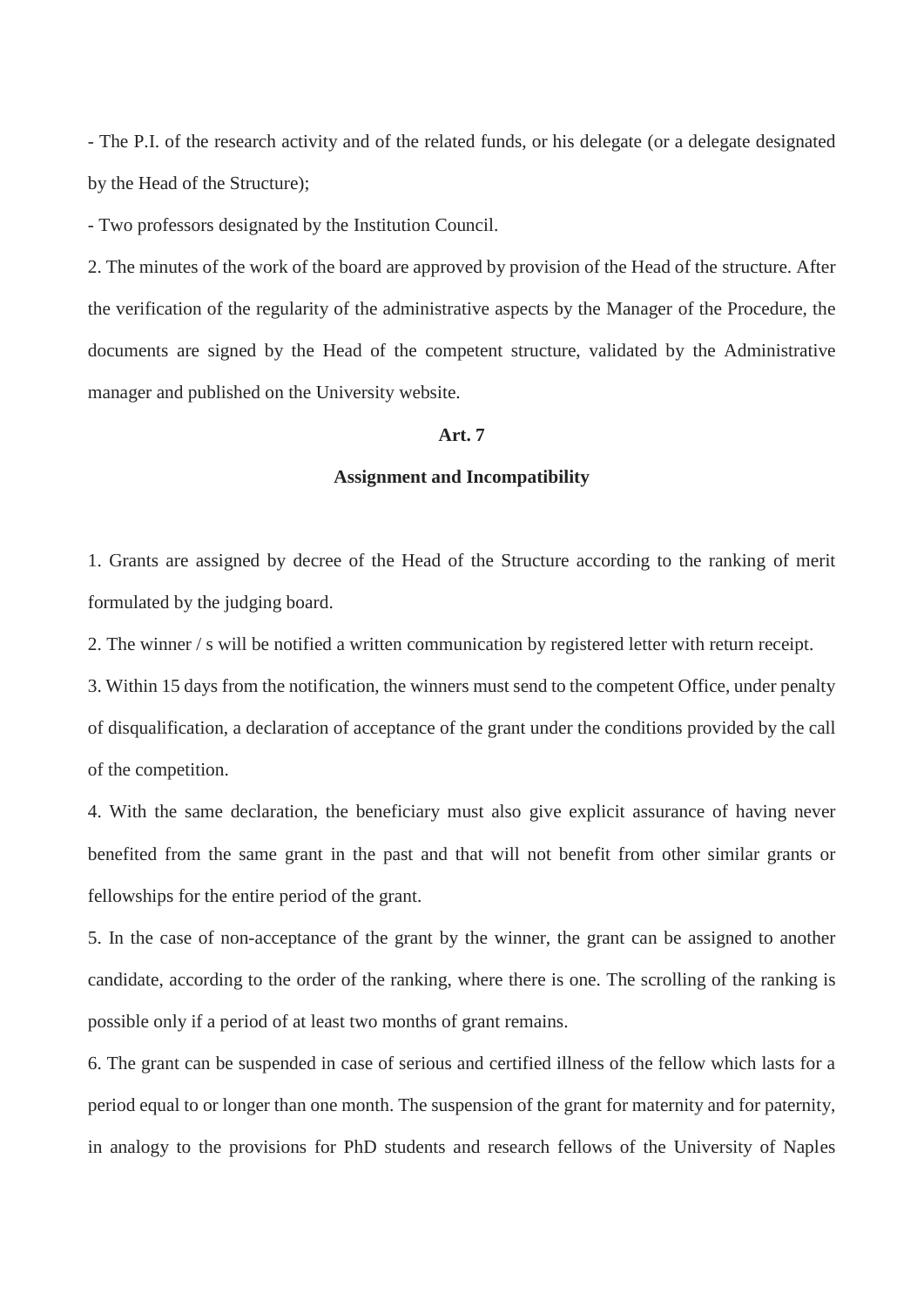- The P.I. of the research activity and of the related funds, or his delegate (or a delegate designated by the Head of the Structure);

- Two professors designated by the Institution Council.

2. The minutes of the work of the board are approved by provision of the Head of the structure. After the verification of the regularity of the administrative aspects by the Manager of the Procedure, the documents are signed by the Head of the competent structure, validated by the Administrative manager and published on the University website.

**Art. 7**

**Assignment and Incompatibility**

1. Grants are assigned by decree of the Head of the Structure according to the ranking of merit formulated by the judging board.

2. The winner / s will be notified a written communication by registered letter with return receipt.

3. Within 15 days from the notification, the winners must send to the competent Office, under penalty of disqualification, a declaration of acceptance of the grant under the conditions provided by the call of the competition.

4. With the same declaration, the beneficiary must also give explicit assurance of having never benefited from the same grant in the past and that will not benefit from other similar grants or fellowships for the entire period of the grant.

5. In the case of non-acceptance of the grant by the winner, the grant can be assigned to another candidate, according to the order of the ranking, where there is one. The scrolling of the ranking is possible only if a period of at least two months of grant remains.

6. The grant can be suspended in case of serious and certified illness of the fellow which lasts for a period equal to or longer than one month. The suspension of the grant for maternity and for paternity, in analogy to the provisions for PhD students and research fellows of the University of Naples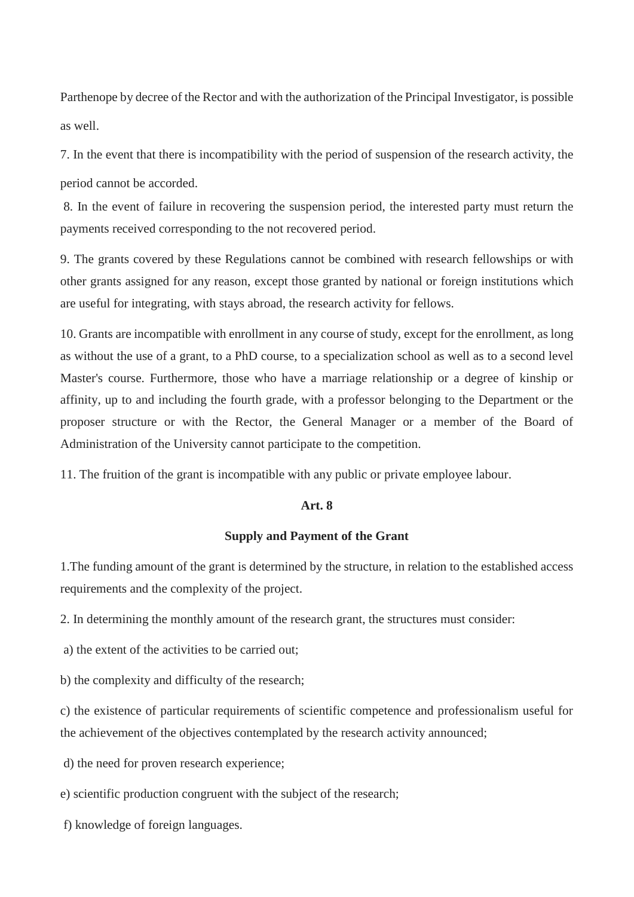Parthenope by decree of the Rector and with the authorization of the Principal Investigator, is possible as well.

7. In the event that there is incompatibility with the period of suspension of the research activity, the period cannot be accorded.

8. In the event of failure in recovering the suspension period, the interested party must return the payments received corresponding to the not recovered period.

9. The grants covered by these Regulations cannot be combined with research fellowships or with other grants assigned for any reason, except those granted by national or foreign institutions which are useful for integrating, with stays abroad, the research activity for fellows.

10. Grants are incompatible with enrollment in any course of study, except for the enrollment, as long as without the use of a grant, to a PhD course, to a specialization school as well as to a second level Master's course. Furthermore, those who have a marriage relationship or a degree of kinship or affinity, up to and including the fourth grade, with a professor belonging to the Department or the proposer structure or with the Rector, the General Manager or a member of the Board of Administration of the University cannot participate to the competition.

11. The fruition of the grant is incompatible with any public or private employee labour.

**Art. 8**

**Supply and Payment of the Grant**

1.The funding amount of the grant is determined by the structure, in relation to the established access requirements and the complexity of the project.

2. In determining the monthly amount of the research grant, the structures must consider:

a) the extent of the activities to be carried out;

b) the complexity and difficulty of the research;

c) the existence of particular requirements of scientific competence and professionalism useful for the achievement of the objectives contemplated by the research activity announced;

d) the need for proven research experience;

e) scientific production congruent with the subject of the research;

f) knowledge of foreign languages.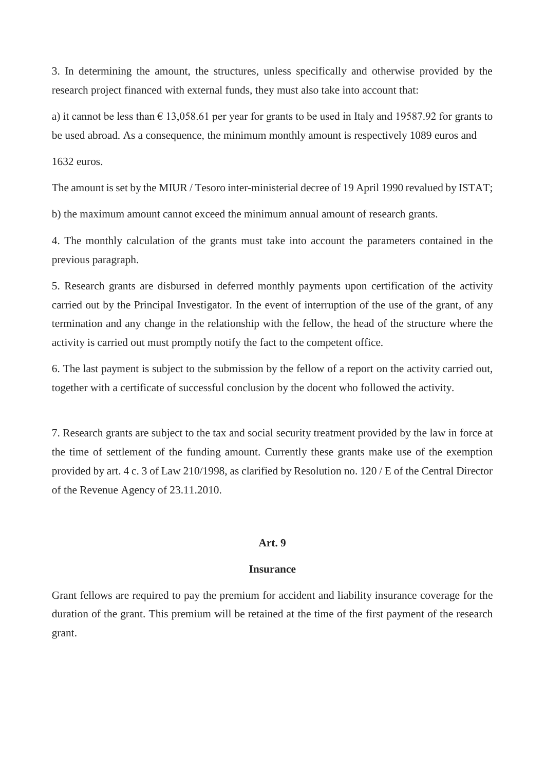3. In determining the amount, the structures, unless specifically and otherwise provided by the research project financed with external funds, they must also take into account that:

a) it cannot be less than € 13,058.61 per year for grants to be used in Italy and 19587.92 for grants to be used abroad. As a consequence, the minimum monthly amount is respectively 1089 euros and

1632 euros.

The amount is set by the MIUR / Tesoro inter-ministerial decree of 19 April 1990 revalued by ISTAT;

b) the maximum amount cannot exceed the minimum annual amount of research grants.

4. The monthly calculation of the grants must take into account the parameters contained in the previous paragraph.

5. Research grants are disbursed in deferred monthly payments upon certification of the activity carried out by the Principal Investigator. In the event of interruption of the use of the grant, of any termination and any change in the relationship with the fellow, the head of the structure where the activity is carried out must promptly notify the fact to the competent office.

6. The last payment is subject to the submission by the fellow of a report on the activity carried out, together with a certificate of successful conclusion by the docent who followed the activity.

7. Research grants are subject to the tax and social security treatment provided by the law in force at the time of settlement of the funding amount. Currently these grants make use of the exemption provided by art. 4 c. 3 of Law 210/1998, as clarified by Resolution no. 120 / E of the Central Director of the Revenue Agency of 23.11.2010.

## Art. 9

### Insurance

Grant fellows are required to pay the premium for accident and liability insurance coverage for the duration of the grant. This premium will be retained at the time of the first payment of the research grant.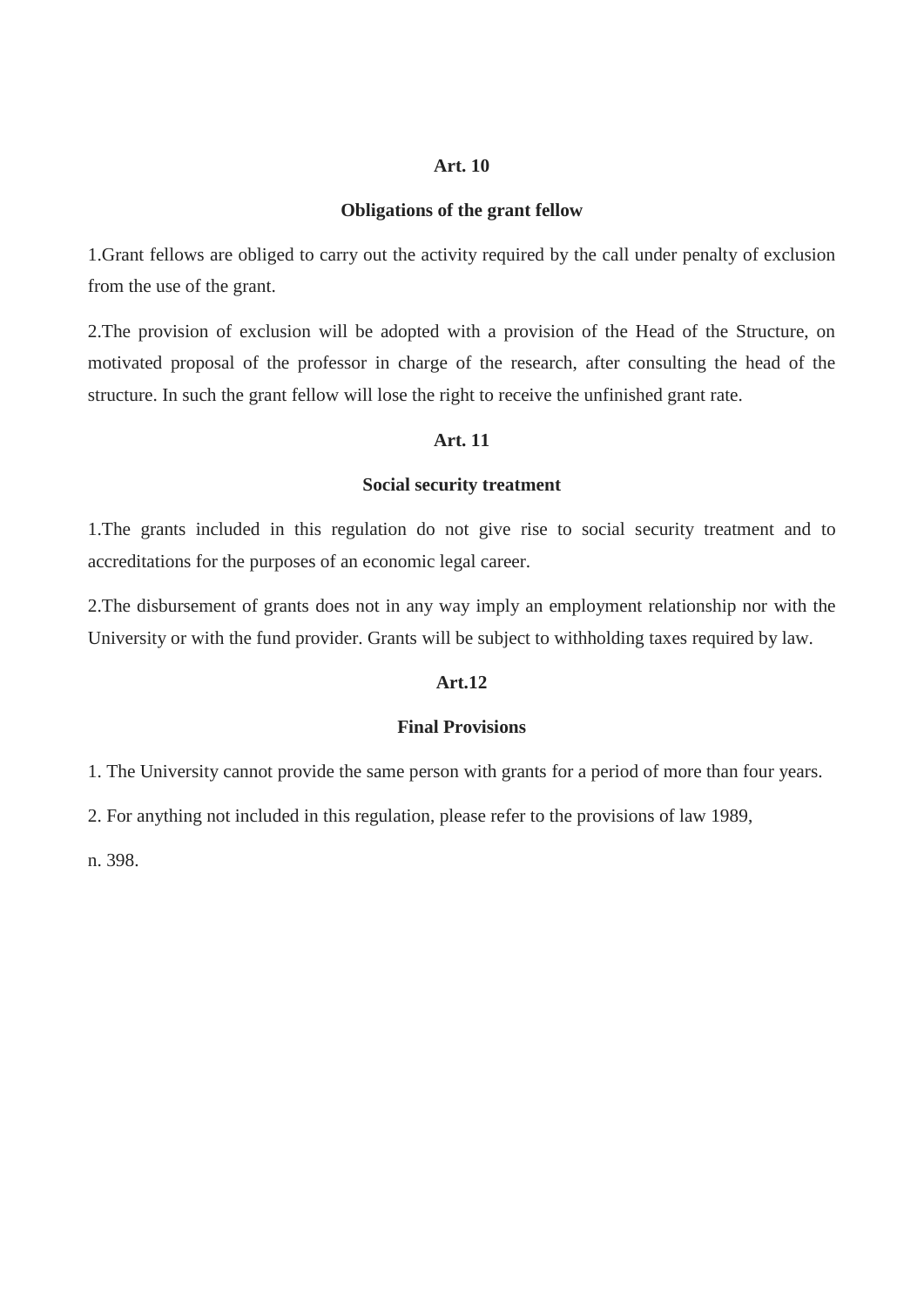## Art. 10

### Obligations of the grant fellow

1.Grant fellows are obliged to carry out the activity required by the call under penalty of exclusion from the use of the grant.

2.The provision of exclusion will be adopted with a provision of the Head of the Structure, on motivated proposal of the professor in charge of the research, after consulting the head of the structure. In such the grant fellow will lose the right to receive the unfinished grant rate.

## Art. 11

### Social security treatment

1.The grants included in this regulation do not give rise to social security treatment and to accreditations for the purposes of an economic legal career.

2.The disbursement of grants does not in any way imply an employment relationship nor with the University or with the fund provider. Grants will be subject to withholding taxes required by law.

## Art.12

### Final Provisions

1. The University cannot provide the same person with grants for a period of more than four years.

2. For anything not included in this regulation, please refer to the provisions of law 1989,

n. 398.